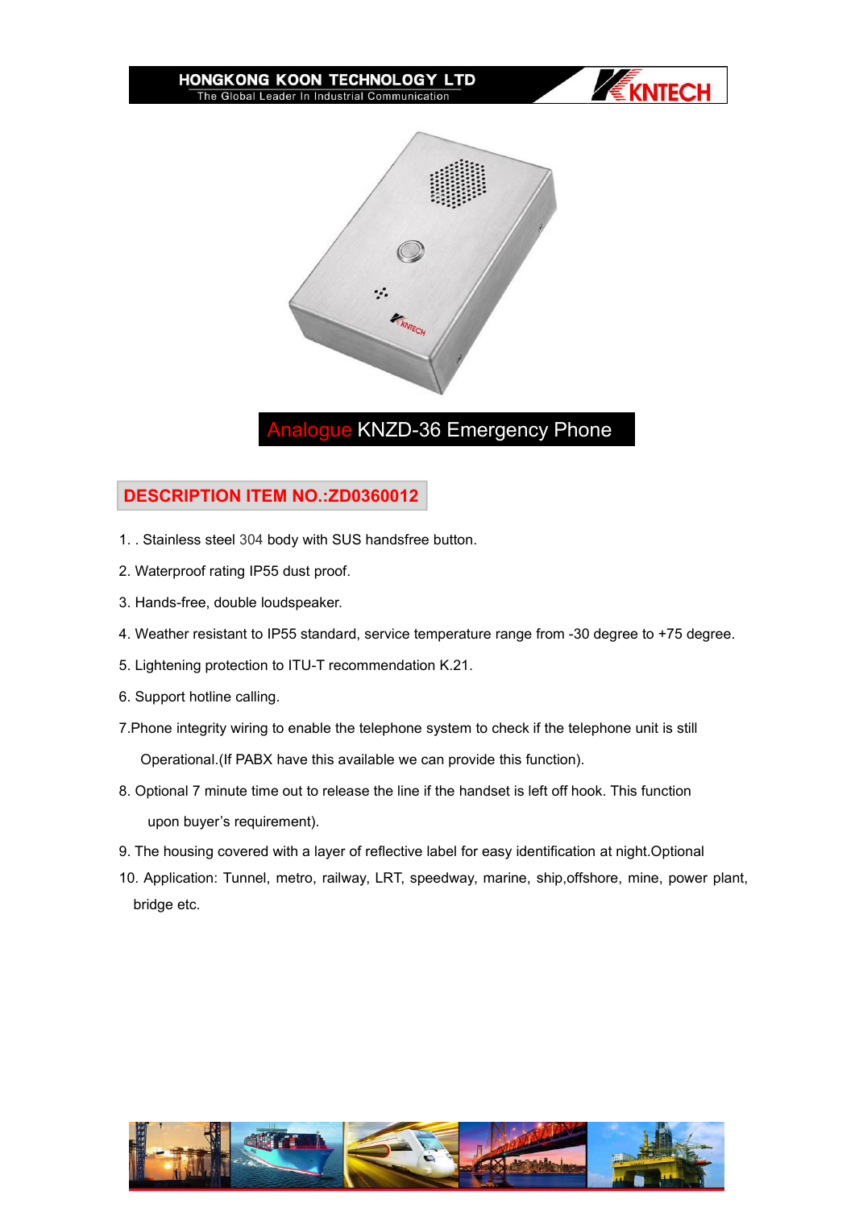# Analogue KNZD-36 Emergency Phone

## DESCRIPTION ITEM NO.:ZD0360012

1. . Stainless steel 304 body with SUS handsfree button.
2. Waterproof rating IP55 dust proof.
3. Hands-free, double loudspeaker.
4. Weather resistant to IP55 standard, service temperature range from -30 degree to +75 degree.
5. Lightening protection to ITU-T recommendation K.21.
6. Support hotline calling.
7. Phone integrity wiring to enable the telephone system to check if the telephone unit is still Operational.(If PABX have this available we can provide this function).
8. Optional 7 minute time out to release the line if the handset is left off hook. This function upon buyer's requirement).
9. The housing covered with a layer of reflective label for easy identification at night.Optional
10. Application: Tunnel, metro, railway, LRT, speedway, marine, ship,offshore, mine, power plant, bridge etc.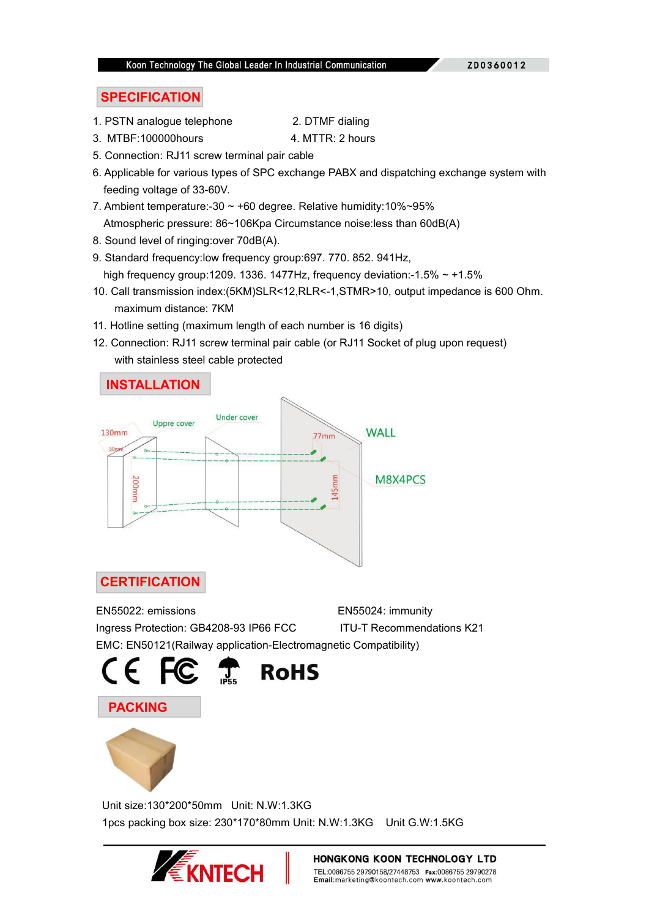## SPECIFICATION

1. PSTN analogue telephone
2. DTMF dialing
3. MTBF:100000hours
4. MTTR: 2 hours
5. Connection: RJ11 screw terminal pair cable
6. Applicable for various types of SPC exchange PABX and dispatching exchange system with feeding voltage of 33-60V.
7. Ambient temperature:-30 ~ +60 degree. Relative humidity:10%~95%
   Atmospheric pressure: 86~106Kpa Circumstance noise:less than 60dB(A)
8. Sound level of ringing:over 70dB(A).
9. Standard frequency:low frequency group:697. 770. 852. 941Hz,
   high frequency group:1209. 1336. 1477Hz, frequency deviation:-1.5% ~ +1.5%
10. Call transmission index:(5KM)SLR<12,RLR<-1,STMR>10, output impedance is 600 Ohm.
    maximum distance: 7KM
11. Hotline setting (maximum length of each number is 16 digits)
12. Connection: RJ11 screw terminal pair cable (or RJ11 Socket of plug upon request)
    with stainless steel cable protected

## INSTALLATION

130mm
50mm
200mm
Uppre cover
Under cover
77mm
145mm
WALL
M8X4PCS

## CERTIFICATION

EN55022: emissions
EN55024: immunity
Ingress Protection: GB4208-93 IP66 FCC
ITU-T Recommendations K21
EMC: EN50121(Railway application-Electromagnetic Compatibility)

CE FC IP55 RoHS

## PACKING

Unit size:130*200*50mm Unit: N.W:1.3KG
1pcs packing box size: 230*170*80mm Unit: N.W:1.3KG Unit G.W:1.5KG